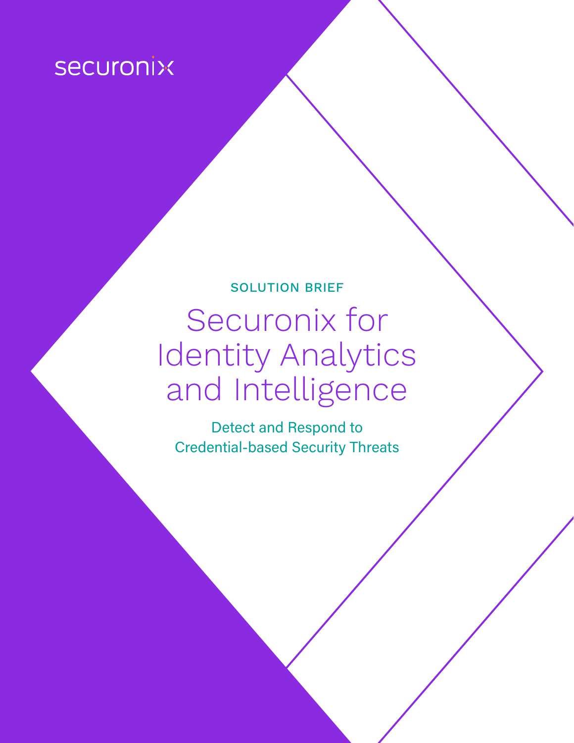securonix

SOLUTION BRIEF

# Securonix for Identity Analytics and Intelligence

Detect and Respond to Credential-based Security Threats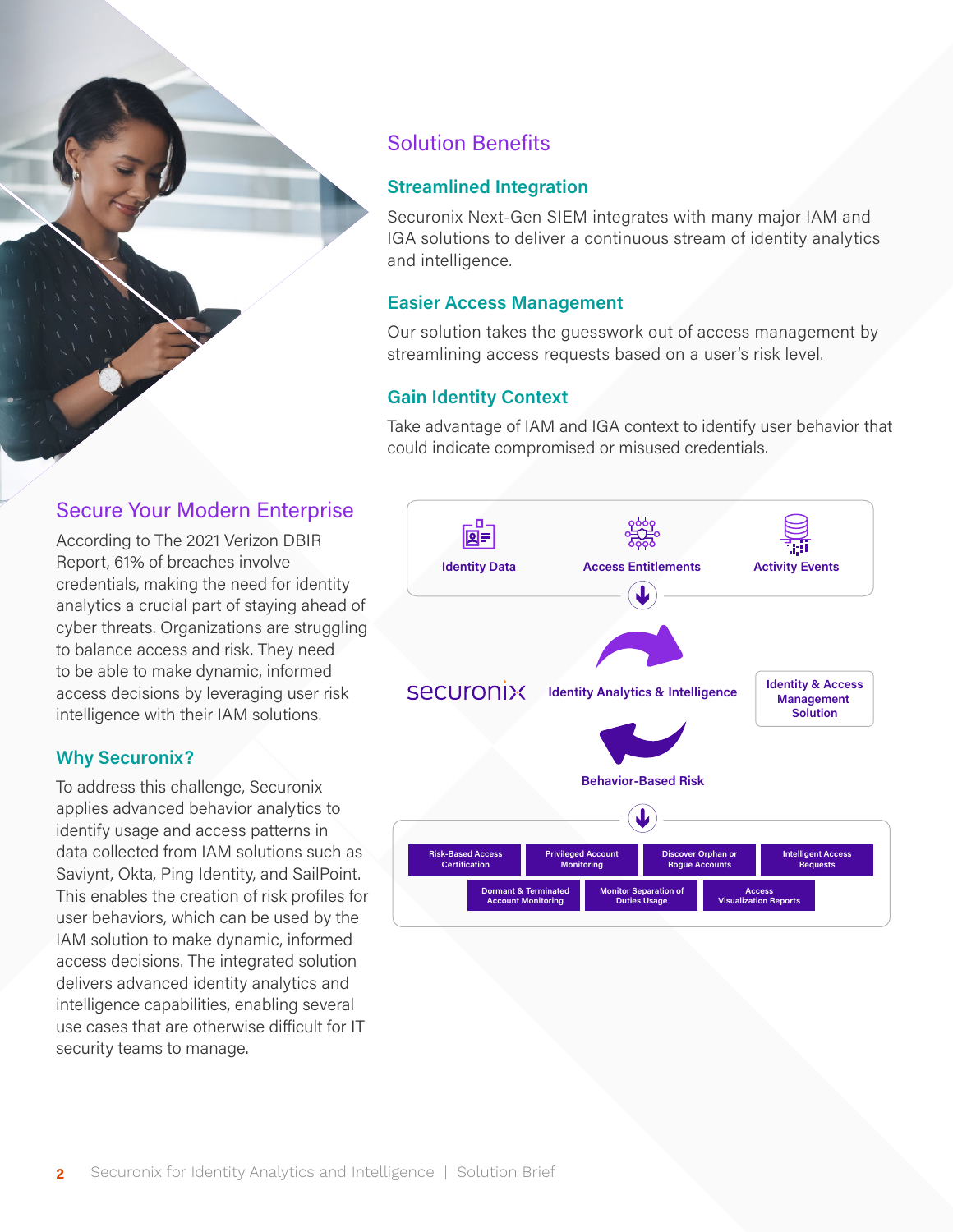## Solution Benefits

### Streamlined Integration

Securonix Next-Gen SIEM integrates with many major IAM and IGA solutions to deliver a continuous stream of identity analytics and intelligence.

### Easier Access Management

Our solution takes the guesswork out of access management by streamlining access requests based on a user's risk level.

### Gain Identity Context

Take advantage of IAM and IGA context to identify user behavior that could indicate compromised or misused credentials.

Identity Data | Access Entitlements | Activity Events

securonix — Identity Analytics & Intelligence — Identity & Access Management Solution

Behavior-Based Risk

- Risk-Based Access Certification
- Privileged Account Monitoring
- Discover Orphan or Rogue Accounts
- Intelligent Access Requests
- Dormant & Terminated Account Monitoring
- Monitor Separation of Duties Usage
- Access Visualization Reports

## Secure Your Modern Enterprise

According to The 2021 Verizon DBIR Report, 61% of breaches involve credentials, making the need for identity analytics a crucial part of staying ahead of cyber threats. Organizations are struggling to balance access and risk. They need to be able to make dynamic, informed access decisions by leveraging user risk intelligence with their IAM solutions.

### Why Securonix?

To address this challenge, Securonix applies advanced behavior analytics to identify usage and access patterns in data collected from IAM solutions such as Saviynt, Okta, Ping Identity, and SailPoint. This enables the creation of risk profiles for user behaviors, which can be used by the IAM solution to make dynamic, informed access decisions. The integrated solution delivers advanced identity analytics and intelligence capabilities, enabling several use cases that are otherwise difficult for IT security teams to manage.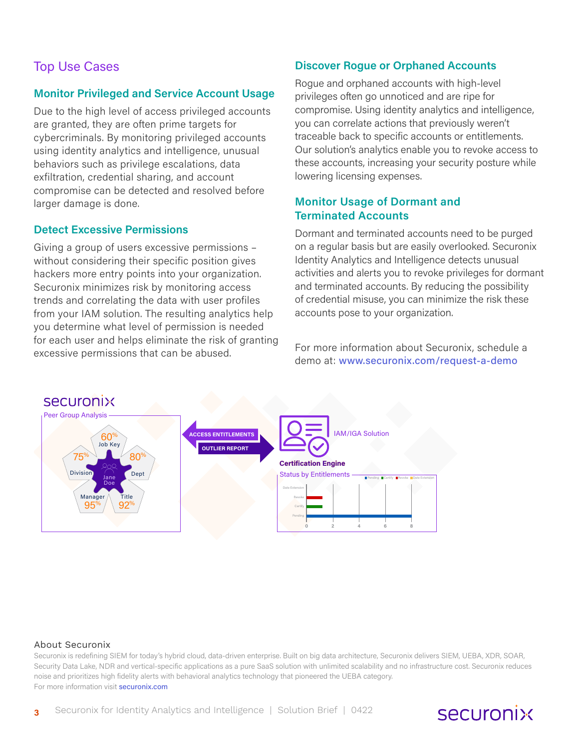## Top Use Cases

### Monitor Privileged and Service Account Usage

Due to the high level of access privileged accounts are granted, they are often prime targets for cybercriminals. By monitoring privileged accounts using identity analytics and intelligence, unusual behaviors such as privilege escalations, data exfiltration, credential sharing, and account compromise can be detected and resolved before larger damage is done.

### Detect Excessive Permissions

Giving a group of users excessive permissions – without considering their specific position gives hackers more entry points into your organization. Securonix minimizes risk by monitoring access trends and correlating the data with user profiles from your IAM solution. The resulting analytics help you determine what level of permission is needed for each user and helps eliminate the risk of granting excessive permissions that can be abused.

### Discover Rogue or Orphaned Accounts

Rogue and orphaned accounts with high-level privileges often go unnoticed and are ripe for compromise. Using identity analytics and intelligence, you can correlate actions that previously weren't traceable back to specific accounts or entitlements. Our solution's analytics enable you to revoke access to these accounts, increasing your security posture while lowering licensing expenses.

### Monitor Usage of Dormant and Terminated Accounts

Dormant and terminated accounts need to be purged on a regular basis but are easily overlooked. Securonix Identity Analytics and Intelligence detects unusual activities and alerts you to revoke privileges for dormant and terminated accounts. By reducing the possibility of credential misuse, you can minimize the risk these accounts pose to your organization.

For more information about Securonix, schedule a demo at: www.securonix.com/request-a-demo

securonix

Peer Group Analysis

60% Job Key
80% Dept
92% Title
95% Manager
75% Division
Jane Doe

ACCESS ENTITLEMENTS

OUTLIER REPORT

IAM/IGA Solution

Certification Engine

Status by Entitlements

Pending Certify Revoke Date Extension

Date Extension
Revoke
Certify
Pending

0 2 4 6 8

### About Securonix

Securonix is redefining SIEM for today's hybrid cloud, data-driven enterprise. Built on big data architecture, Securonix delivers SIEM, UEBA, XDR, SOAR, Security Data Lake, NDR and vertical-specific applications as a pure SaaS solution with unlimited scalability and no infrastructure cost. Securonix reduces noise and prioritizes high fidelity alerts with behavioral analytics technology that pioneered the UEBA category.

For more information visit securonix.com